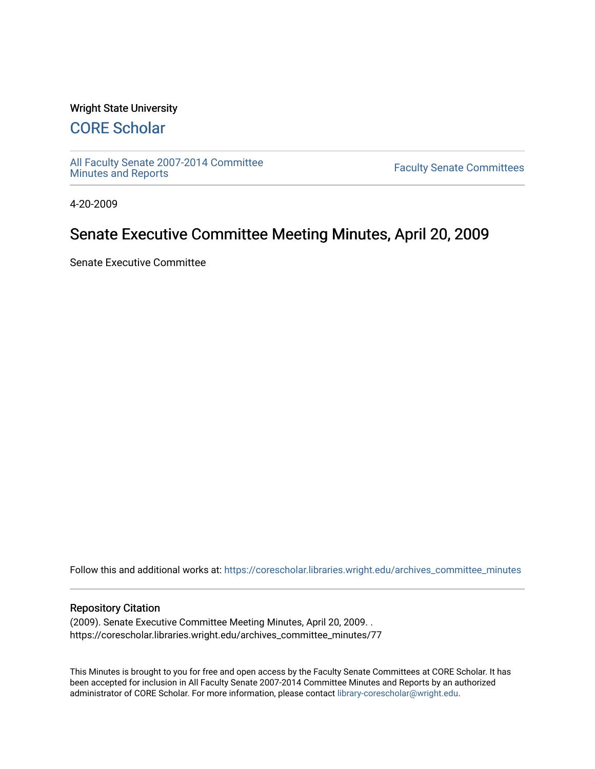Wright State University

# CORE Scholar

All Faculty Senate 2007-2014 Committee Minutes and Reports

Faculty Senate Committees

4-20-2009

## Senate Executive Committee Meeting Minutes, April 20, 2009

Senate Executive Committee

Follow this and additional works at: https://corescholar.libraries.wright.edu/archives_committee_minutes

### Repository Citation

(2009). Senate Executive Committee Meeting Minutes, April 20, 2009. .
https://corescholar.libraries.wright.edu/archives_committee_minutes/77

This Minutes is brought to you for free and open access by the Faculty Senate Committees at CORE Scholar. It has been accepted for inclusion in All Faculty Senate 2007-2014 Committee Minutes and Reports by an authorized administrator of CORE Scholar. For more information, please contact library-corescholar@wright.edu.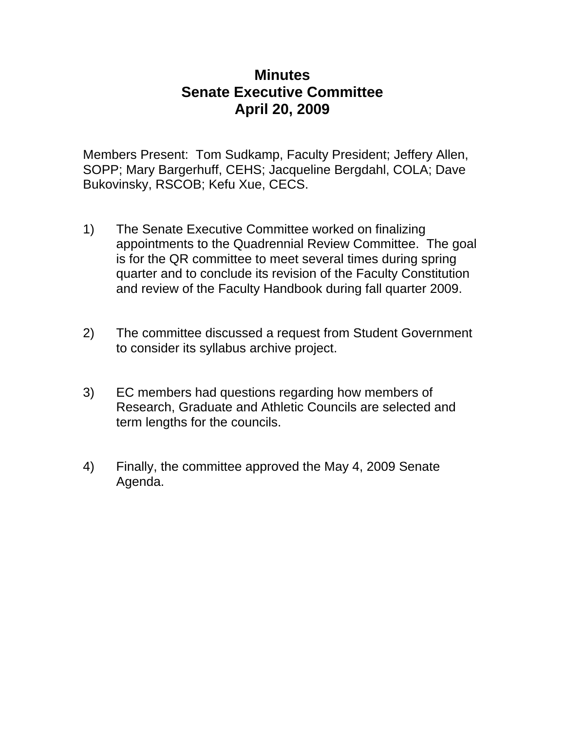# Minutes
# Senate Executive Committee
# April 20, 2009

Members Present: Tom Sudkamp, Faculty President; Jeffery Allen, SOPP; Mary Bargerhuff, CEHS; Jacqueline Bergdahl, COLA; Dave Bukovinsky, RSCOB; Kefu Xue, CECS.

1) The Senate Executive Committee worked on finalizing appointments to the Quadrennial Review Committee. The goal is for the QR committee to meet several times during spring quarter and to conclude its revision of the Faculty Constitution and review of the Faculty Handbook during fall quarter 2009.

2) The committee discussed a request from Student Government to consider its syllabus archive project.

3) EC members had questions regarding how members of Research, Graduate and Athletic Councils are selected and term lengths for the councils.

4) Finally, the committee approved the May 4, 2009 Senate Agenda.